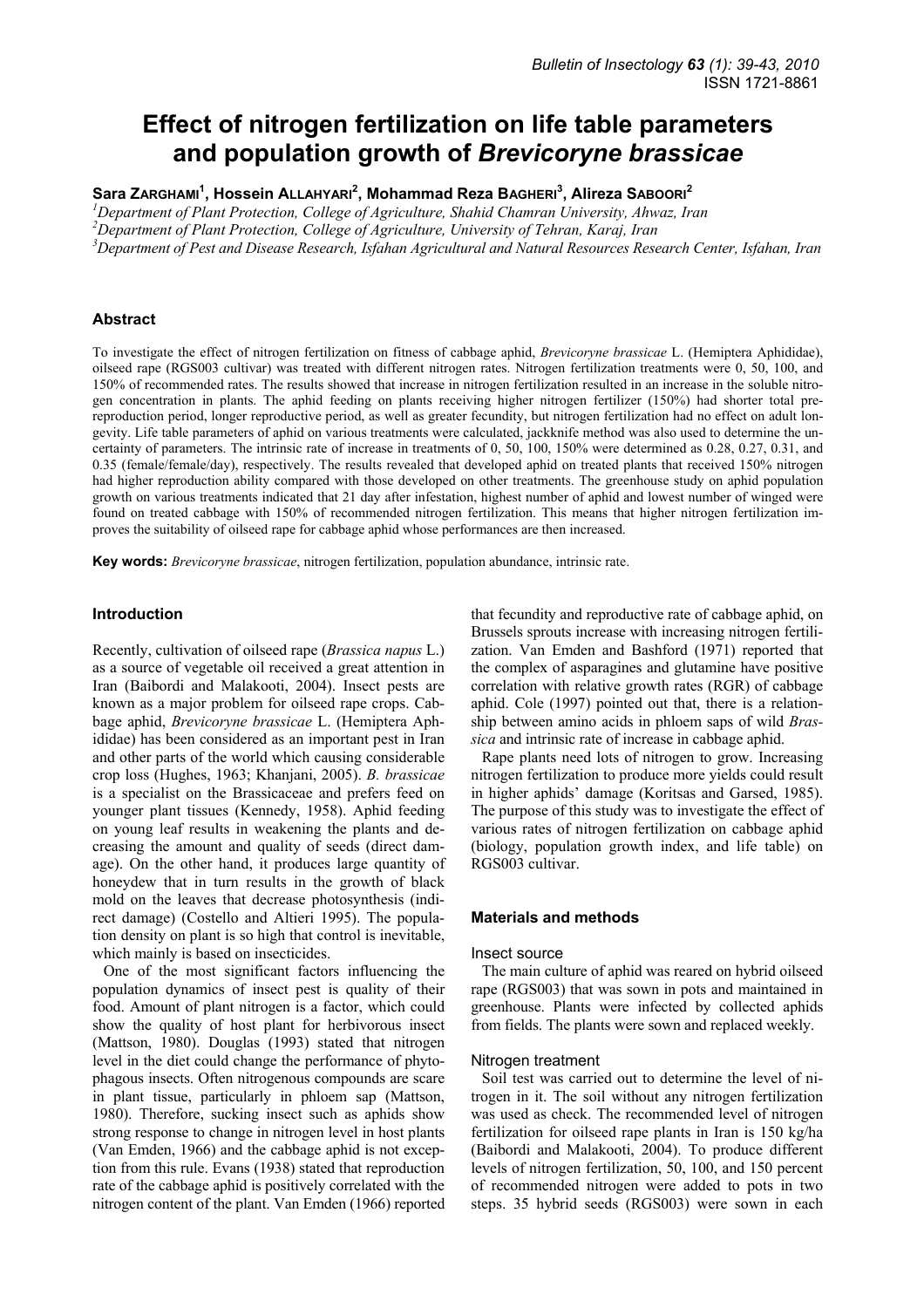# Effect of nitrogen fertilization on life table parameters and population growth of *Brevicoryne brassicae*

**Sara Zarghami[1], Hossein Allahyari[2], Mohammad Reza Bagheri[3], Alireza Saboori[2]**

[1]*Department of Plant Protection, College of Agriculture, Shahid Chamran University, Ahwaz, Iran*
[2]*Department of Plant Protection, College of Agriculture, University of Tehran, Karaj, Iran*
[3]*Department of Pest and Disease Research, Isfahan Agricultural and Natural Resources Research Center, Isfahan, Iran*

## Abstract

To investigate the effect of nitrogen fertilization on fitness of cabbage aphid, *Brevicoryne brassicae* L. (Hemiptera Aphididae), oilseed rape (RGS003 cultivar) was treated with different nitrogen rates. Nitrogen fertilization treatments were 0, 50, 100, and 150% of recommended rates. The results showed that increase in nitrogen fertilization resulted in an increase in the soluble nitrogen concentration in plants. The aphid feeding on plants receiving higher nitrogen fertilizer (150%) had shorter total pre-reproduction period, longer reproductive period, as well as greater fecundity, but nitrogen fertilization had no effect on adult longevity. Life table parameters of aphid on various treatments were calculated, jackknife method was also used to determine the uncertainty of parameters. The intrinsic rate of increase in treatments of 0, 50, 100, 150% were determined as 0.28, 0.27, 0.31, and 0.35 (female/female/day), respectively. The results revealed that developed aphid on treated plants that received 150% nitrogen had higher reproduction ability compared with those developed on other treatments. The greenhouse study on aphid population growth on various treatments indicated that 21 day after infestation, highest number of aphid and lowest number of winged were found on treated cabbage with 150% of recommended nitrogen fertilization. This means that higher nitrogen fertilization improves the suitability of oilseed rape for cabbage aphid whose performances are then increased.

**Key words:** *Brevicoryne brassicae*, nitrogen fertilization, population abundance, intrinsic rate.

## Introduction

Recently, cultivation of oilseed rape (*Brassica napus* L.) as a source of vegetable oil received a great attention in Iran (Baibordi and Malakooti, 2004). Insect pests are known as a major problem for oilseed rape crops. Cabbage aphid, *Brevicoryne brassicae* L. (Hemiptera Aphididae) has been considered as an important pest in Iran and other parts of the world which causing considerable crop loss (Hughes, 1963; Khanjani, 2005). *B. brassicae* is a specialist on the Brassicaceae and prefers feed on younger plant tissues (Kennedy, 1958). Aphid feeding on young leaf results in weakening the plants and decreasing the amount and quality of seeds (direct damage). On the other hand, it produces large quantity of honeydew that in turn results in the growth of black mold on the leaves that decrease photosynthesis (indirect damage) (Costello and Altieri 1995). The population density on plant is so high that control is inevitable, which mainly is based on insecticides.

One of the most significant factors influencing the population dynamics of insect pest is quality of their food. Amount of plant nitrogen is a factor, which could show the quality of host plant for herbivorous insect (Mattson, 1980). Douglas (1993) stated that nitrogen level in the diet could change the performance of phytophagous insects. Often nitrogenous compounds are scare in plant tissue, particularly in phloem sap (Mattson, 1980). Therefore, sucking insect such as aphids show strong response to change in nitrogen level in host plants (Van Emden, 1966) and the cabbage aphid is not exception from this rule. Evans (1938) stated that reproduction rate of the cabbage aphid is positively correlated with the nitrogen content of the plant. Van Emden (1966) reported that fecundity and reproductive rate of cabbage aphid, on Brussels sprouts increase with increasing nitrogen fertilization. Van Emden and Bashford (1971) reported that the complex of asparagines and glutamine have positive correlation with relative growth rates (RGR) of cabbage aphid. Cole (1997) pointed out that, there is a relationship between amino acids in phloem saps of wild *Brassica* and intrinsic rate of increase in cabbage aphid.

Rape plants need lots of nitrogen to grow. Increasing nitrogen fertilization to produce more yields could result in higher aphids' damage (Koritsas and Garsed, 1985). The purpose of this study was to investigate the effect of various rates of nitrogen fertilization on cabbage aphid (biology, population growth index, and life table) on RGS003 cultivar.

## Materials and methods

### Insect source

The main culture of aphid was reared on hybrid oilseed rape (RGS003) that was sown in pots and maintained in greenhouse. Plants were infected by collected aphids from fields. The plants were sown and replaced weekly.

### Nitrogen treatment

Soil test was carried out to determine the level of nitrogen in it. The soil without any nitrogen fertilization was used as check. The recommended level of nitrogen fertilization for oilseed rape plants in Iran is 150 kg/ha (Baibordi and Malakooti, 2004). To produce different levels of nitrogen fertilization, 50, 100, and 150 percent of recommended nitrogen were added to pots in two steps. 35 hybrid seeds (RGS003) were sown in each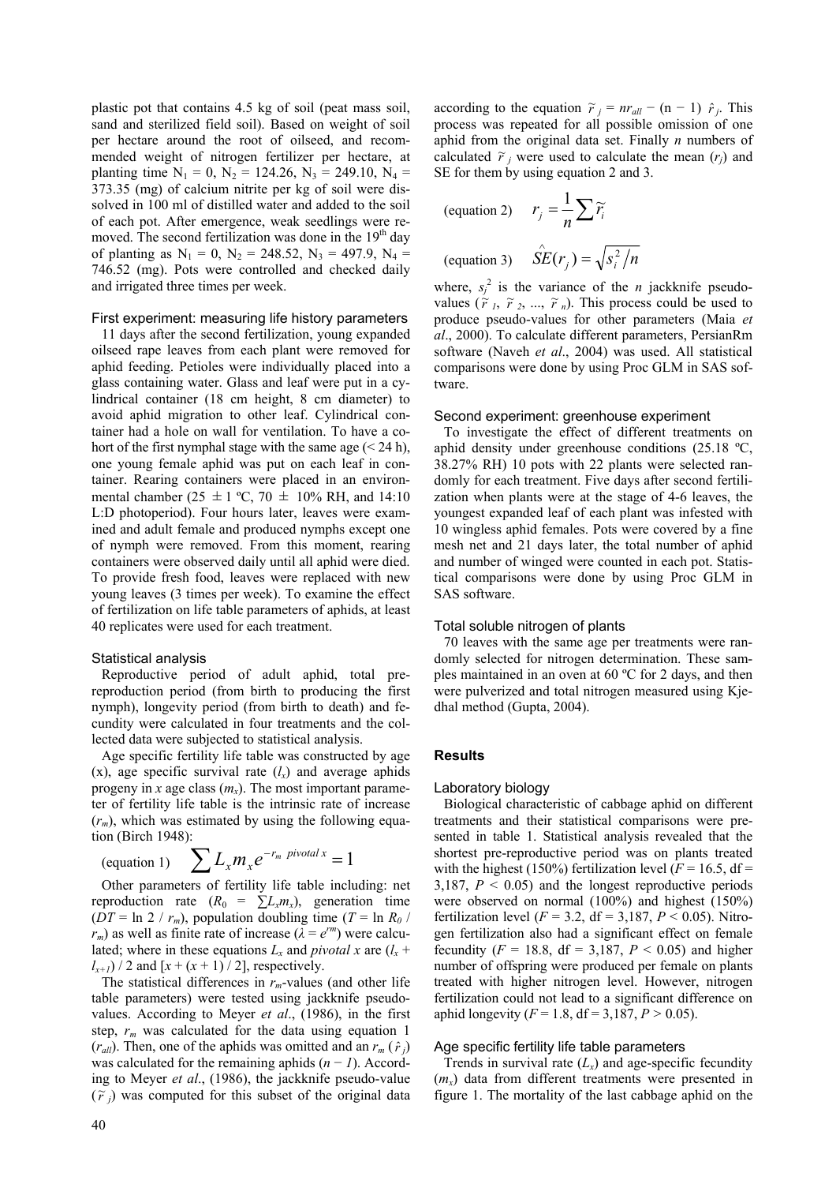plastic pot that contains 4.5 kg of soil (peat mass soil, sand and sterilized field soil). Based on weight of soil per hectare around the root of oilseed, and recommended weight of nitrogen fertilizer per hectare, at planting time $N_1 = 0$, $N_2 = 124.26$, $N_3 = 249.10$, $N_4 = 373.35$ (mg) of calcium nitrite per kg of soil were dissolved in 100 ml of distilled water and added to the soil of each pot. After emergence, weak seedlings were removed. The second fertilization was done in the 19th day of planting as $N_1 = 0$, $N_2 = 248.52$, $N_3 = 497.9$, $N_4 = 746.52$ (mg). Pots were controlled and checked daily and irrigated three times per week.

### First experiment: measuring life history parameters

11 days after the second fertilization, young expanded oilseed rape leaves from each plant were removed for aphid feeding. Petioles were individually placed into a glass containing water. Glass and leaf were put in a cylindrical container (18 cm height, 8 cm diameter) to avoid aphid migration to other leaf. Cylindrical container had a hole on wall for ventilation. To have a cohort of the first nymphal stage with the same age (< 24 h), one young female aphid was put on each leaf in container. Rearing containers were placed in an environmental chamber (25 ± 1 ºC, 70 ± 10% RH, and 14:10 L:D photoperiod). Four hours later, leaves were examined and adult female and produced nymphs except one of nymph were removed. From this moment, rearing containers were observed daily until all aphid were died. To provide fresh food, leaves were replaced with new young leaves (3 times per week). To examine the effect of fertilization on life table parameters of aphids, at least 40 replicates were used for each treatment.

### Statistical analysis

Reproductive period of adult aphid, total prereproduction period (from birth to producing the first nymph), longevity period (from birth to death) and fecundity were calculated in four treatments and the collected data were subjected to statistical analysis.

Age specific fertility life table was constructed by age (x), age specific survival rate ($l_x$) and average aphids progeny in $x$ age class ($m_x$). The most important parameter of fertility life table is the intrinsic rate of increase ($r_m$), which was estimated by using the following equation (Birch 1948):

(equation 1) $$\sum L_x m_x e^{-r_m \; pivotal\; x} = 1$$

Other parameters of fertility life table including: net reproduction rate ($R_0 = \sum L_x m_x$), generation time ($DT = \ln 2 / r_m$), population doubling time ($T = \ln R_0 / r_m$) as well as finite rate of increase ($\lambda = e^{rm}$) were calculated; where in these equations $L_x$ and *pivotal x* are $(l_x + l_{x+1}) / 2$ and $[x + (x + 1) / 2]$, respectively.

The statistical differences in $r_m$-values (and other life table parameters) were tested using jackknife pseudovalues. According to Meyer *et al*., (1986), in the first step, $r_m$ was calculated for the data using equation 1 ($r_{all}$). Then, one of the aphids was omitted and an $r_m$ ($\hat{r}_j$) was calculated for the remaining aphids ($n - 1$). According to Meyer *et al*., (1986), the jackknife pseudo-value ($\tilde{r}_j$) was computed for this subset of the original data according to the equation $\tilde{r}_j = nr_{all} - (n - 1)\,\hat{r}_j$. This process was repeated for all possible omission of one aphid from the original data set. Finally $n$ numbers of calculated $\tilde{r}_j$ were used to calculate the mean ($r_j$) and SE for them by using equation 2 and 3.

(equation 2) $$r_j = \frac{1}{n}\sum \tilde{r}_i$$

(equation 3) $$\hat{SE}(r_j) = \sqrt{s_i^2 / n}$$

where, $s_j^2$ is the variance of the $n$ jackknife pseudovalues ($\tilde{r}_1$, $\tilde{r}_2$, ..., $\tilde{r}_n$). This process could be used to produce pseudo-values for other parameters (Maia *et al*., 2000). To calculate different parameters, PersianRm software (Naveh *et al*., 2004) was used. All statistical comparisons were done by using Proc GLM in SAS software.

### Second experiment: greenhouse experiment

To investigate the effect of different treatments on aphid density under greenhouse conditions (25.18 ºC, 38.27% RH) 10 pots with 22 plants were selected randomly for each treatment. Five days after second fertilization when plants were at the stage of 4-6 leaves, the youngest expanded leaf of each plant was infested with 10 wingless aphid females. Pots were covered by a fine mesh net and 21 days later, the total number of aphid and number of winged were counted in each pot. Statistical comparisons were done by using Proc GLM in SAS software.

### Total soluble nitrogen of plants

70 leaves with the same age per treatments were randomly selected for nitrogen determination. These samples maintained in an oven at 60 ºC for 2 days, and then were pulverized and total nitrogen measured using Kjedhal method (Gupta, 2004).

## Results

### Laboratory biology

Biological characteristic of cabbage aphid on different treatments and their statistical comparisons were presented in table 1. Statistical analysis revealed that the shortest pre-reproductive period was on plants treated with the highest (150%) fertilization level ($F = 16.5$, df = 3,187, $P < 0.05$) and the longest reproductive periods were observed on normal (100%) and highest (150%) fertilization level ($F = 3.2$, df = 3,187, $P < 0.05$). Nitrogen fertilization also had a significant effect on female fecundity ($F = 18.8$, df = 3,187, $P < 0.05$) and higher number of offspring were produced per female on plants treated with higher nitrogen level. However, nitrogen fertilization could not lead to a significant difference on aphid longevity ($F = 1.8$, df = 3,187, $P > 0.05$).

### Age specific fertility life table parameters

Trends in survival rate ($L_x$) and age-specific fecundity ($m_x$) data from different treatments were presented in figure 1. The mortality of the last cabbage aphid on the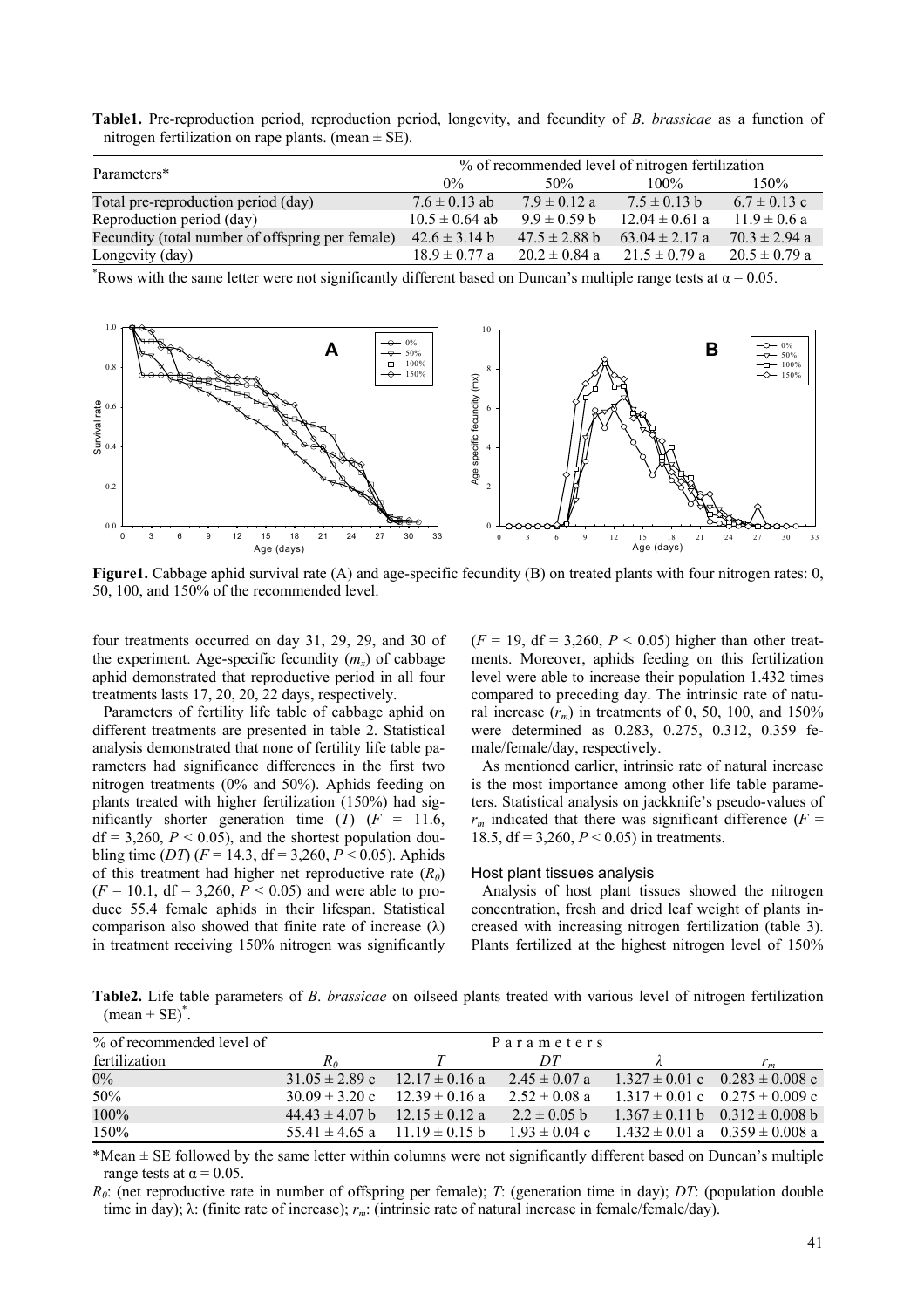**Table1.** Pre-reproduction period, reproduction period, longevity, and fecundity of *B. brassicae* as a function of nitrogen fertilization on rape plants. (mean ± SE).

| Parameters* | % of recommended level of nitrogen fertilization | | | |
|---|---|---|---|---|
| | 0% | 50% | 100% | 150% |
| Total pre-reproduction period (day) | 7.6 ± 0.13 ab | 7.9 ± 0.12 a | 7.5 ± 0.13 b | 6.7 ± 0.13 c |
| Reproduction period (day) | 10.5 ± 0.64 ab | 9.9 ± 0.59 b | 12.04 ± 0.61 a | 11.9 ± 0.6 a |
| Fecundity (total number of offspring per female) | 42.6 ± 3.14 b | 47.5 ± 2.88 b | 63.04 ± 2.17 a | 70.3 ± 2.94 a |
| Longevity (day) | 18.9 ± 0.77 a | 20.2 ± 0.84 a | 21.5 ± 0.79 a | 20.5 ± 0.79 a |

*Rows with the same letter were not significantly different based on Duncan's multiple range tests at $\alpha = 0.05$.

**Figure1.** Cabbage aphid survival rate (A) and age-specific fecundity (B) on treated plants with four nitrogen rates: 0, 50, 100, and 150% of the recommended level.

four treatments occurred on day 31, 29, 29, and 30 of the experiment. Age-specific fecundity ($m_x$) of cabbage aphid demonstrated that reproductive period in all four treatments lasts 17, 20, 20, 22 days, respectively.

Parameters of fertility life table of cabbage aphid on different treatments are presented in table 2. Statistical analysis demonstrated that none of fertility life table parameters had significance differences in the first two nitrogen treatments (0% and 50%). Aphids feeding on plants treated with higher fertilization (150%) had significantly shorter generation time ($T$) ($F = 11.6$, df = 3,260, $P < 0.05$), and the shortest population doubling time ($DT$) ($F = 14.3$, df = 3,260, $P < 0.05$). Aphids of this treatment had higher net reproductive rate ($R_0$) ($F = 10.1$, df = 3,260, $P < 0.05$) and were able to produce 55.4 female aphids in their lifespan. Statistical comparison also showed that finite rate of increase ($\lambda$) in treatment receiving 150% nitrogen was significantly ($F = 19$, df = 3,260, $P < 0.05$) higher than other treatments. Moreover, aphids feeding on this fertilization level were able to increase their population 1.432 times compared to preceding day. The intrinsic rate of natural increase ($r_m$) in treatments of 0, 50, 100, and 150% were determined as 0.283, 0.275, 0.312, 0.359 female/female/day, respectively.

As mentioned earlier, intrinsic rate of natural increase is the most importance among other life table parameters. Statistical analysis on jackknife's pseudo-values of $r_m$ indicated that there was significant difference ($F = 18.5$, df = 3,260, $P < 0.05$) in treatments.

### Host plant tissues analysis

Analysis of host plant tissues showed the nitrogen concentration, fresh and dried leaf weight of plants increased with increasing nitrogen fertilization (table 3). Plants fertilized at the highest nitrogen level of 150%

**Table2.** Life table parameters of *B. brassicae* on oilseed plants treated with various level of nitrogen fertilization (mean ± SE)*.

| % of recommended level of fertilization | $R_0$ | $T$ | $DT$ | $\lambda$ | $r_m$ |
|---|---|---|---|---|---|
| 0% | 31.05 ± 2.89 c | 12.17 ± 0.16 a | 2.45 ± 0.07 a | 1.327 ± 0.01 c | 0.283 ± 0.008 c |
| 50% | 30.09 ± 3.20 c | 12.39 ± 0.16 a | 2.52 ± 0.08 a | 1.317 ± 0.01 c | 0.275 ± 0.009 c |
| 100% | 44.43 ± 4.07 b | 12.15 ± 0.12 a | 2.2 ± 0.05 b | 1.367 ± 0.11 b | 0.312 ± 0.008 b |
| 150% | 55.41 ± 4.65 a | 11.19 ± 0.15 b | 1.93 ± 0.04 c | 1.432 ± 0.01 a | 0.359 ± 0.008 a |

*Mean ± SE followed by the same letter within columns were not significantly different based on Duncan's multiple range tests at $\alpha = 0.05$.

$R_0$: (net reproductive rate in number of offspring per female); $T$: (generation time in day); $DT$: (population double time in day); $\lambda$: (finite rate of increase); $r_m$: (intrinsic rate of natural increase in female/female/day).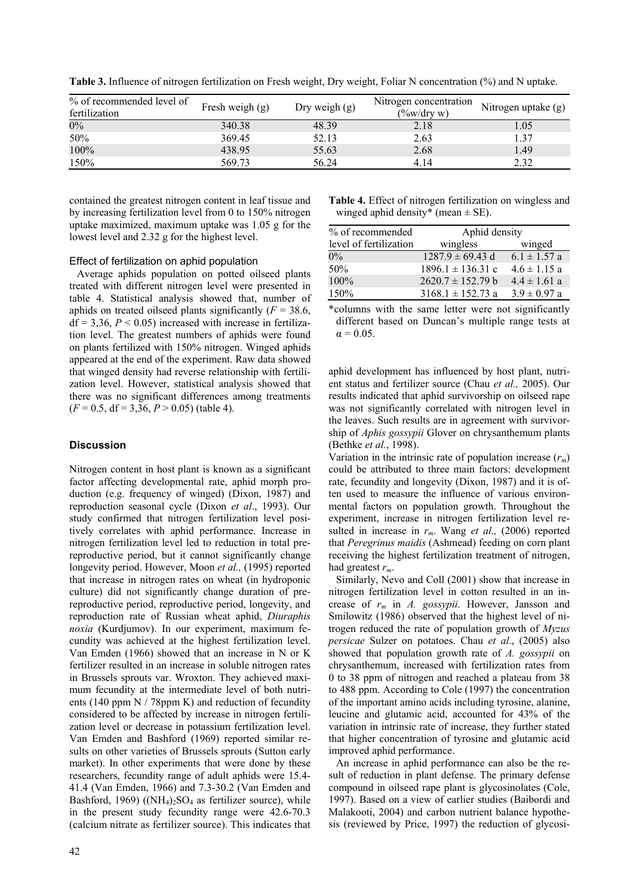**Table 3.** Influence of nitrogen fertilization on Fresh weight, Dry weight, Foliar N concentration (%) and N uptake.

| % of recommended level of fertilization | Fresh weigh (g) | Dry weigh (g) | Nitrogen concentration (%w/dry w) | Nitrogen uptake (g) |
|---|---|---|---|---|
| 0% | 340.38 | 48.39 | 2.18 | 1.05 |
| 50% | 369.45 | 52.13 | 2.63 | 1.37 |
| 100% | 438.95 | 55.63 | 2.68 | 1.49 |
| 150% | 569.73 | 56.24 | 4.14 | 2.32 |

contained the greatest nitrogen content in leaf tissue and by increasing fertilization level from 0 to 150% nitrogen uptake maximized, maximum uptake was 1.05 g for the lowest level and 2.32 g for the highest level.

### Effect of fertilization on aphid population

Average aphids population on potted oilseed plants treated with different nitrogen level were presented in table 4. Statistical analysis showed that, number of aphids on treated oilseed plants significantly ($F = 38.6$, df = 3,36, $P < 0.05$) increased with increase in fertilization level. The greatest numbers of aphids were found on plants fertilized with 150% nitrogen. Winged aphids appeared at the end of the experiment. Raw data showed that winged density had reverse relationship with fertilization level. However, statistical analysis showed that there was no significant differences among treatments ($F = 0.5$, df = 3,36, $P > 0.05$) (table 4).

**Table 4.** Effect of nitrogen fertilization on wingless and winged aphid density* (mean ± SE).

| % of recommended level of fertilization | Aphid density | |
|---|---|---|
| | wingless | winged |
| 0% | 1287.9 ± 69.43 d | 6.1 ± 1.57 a |
| 50% | 1896.1 ± 136.31 c | 4.6 ± 1.15 a |
| 100% | 2620.7 ± 152.79 b | 4.4 ± 1.61 a |
| 150% | 3168.1 ± 152.73 a | 3.9 ± 0.97 a |

*columns with the same letter were not significantly different based on Duncan's multiple range tests at $\alpha = 0.05$.

## Discussion

Nitrogen content in host plant is known as a significant factor affecting developmental rate, aphid morph production (e.g. frequency of winged) (Dixon, 1987) and reproduction seasonal cycle (Dixon *et al*., 1993). Our study confirmed that nitrogen fertilization level positively correlates with aphid performance. Increase in nitrogen fertilization level led to reduction in total pre-reproductive period, but it cannot significantly change longevity period. However, Moon *et al.,* (1995) reported that increase in nitrogen rates on wheat (in hydroponic culture) did not significantly change duration of pre-reproductive period, reproductive period, longevity, and reproduction rate of Russian wheat aphid, *Diuraphis noxia* (Kurdjumov). In our experiment, maximum fecundity was achieved at the highest fertilization level. Van Emden (1966) showed that an increase in N or K fertilizer resulted in an increase in soluble nitrogen rates in Brussels sprouts var. Wroxton. They achieved maximum fecundity at the intermediate level of both nutrients (140 ppm N / 78ppm K) and reduction of fecundity considered to be affected by increase in nitrogen fertilization level or decrease in potassium fertilization level. Van Emden and Bashford (1969) reported similar results on other varieties of Brussels sprouts (Sutton early market). In other experiments that were done by these researchers, fecundity range of adult aphids were 15.4-41.4 (Van Emden, 1966) and 7.3-30.2 (Van Emden and Bashford, 1969) ($(NH_4)_2SO_4$ as fertilizer source), while in the present study fecundity range were 42.6-70.3 (calcium nitrate as fertilizer source). This indicates that aphid development has influenced by host plant, nutrient status and fertilizer source (Chau *et al.,* 2005). Our results indicated that aphid survivorship on oilseed rape was not significantly correlated with nitrogen level in the leaves. Such results are in agreement with survivorship of *Aphis gossypii* Glover on chrysanthemum plants (Bethke *et al.*, 1998).

Variation in the intrinsic rate of population increase ($r_m$) could be attributed to three main factors: development rate, fecundity and longevity (Dixon, 1987) and it is often used to measure the influence of various environmental factors on population growth. Throughout the experiment, increase in nitrogen fertilization level resulted in increase in $r_m$. Wang *et al.,* (2006) reported that *Peregrinus maidis* (Ashmead) feeding on corn plant receiving the highest fertilization treatment of nitrogen, had greatest $r_m$.

Similarly, Nevo and Coll (2001) show that increase in nitrogen fertilization level in cotton resulted in an increase of $r_m$ in *A. gossypii*. However, Jansson and Smilowitz (1986) observed that the highest level of nitrogen reduced the rate of population growth of *Myzus persicae* Sulzer on potatoes. Chau *et al*., (2005) also showed that population growth rate of *A. gossypii* on chrysanthemum, increased with fertilization rates from 0 to 38 ppm of nitrogen and reached a plateau from 38 to 488 ppm. According to Cole (1997) the concentration of the important amino acids including tyrosine, alanine, leucine and glutamic acid, accounted for 43% of the variation in intrinsic rate of increase, they further stated that higher concentration of tyrosine and glutamic acid improved aphid performance.

An increase in aphid performance can also be the result of reduction in plant defense. The primary defense compound in oilseed rape plant is glycosinolates (Cole, 1997). Based on a view of earlier studies (Baibordi and Malakooti, 2004) and carbon nutrient balance hypothesis (reviewed by Price, 1997) the reduction of glycosi-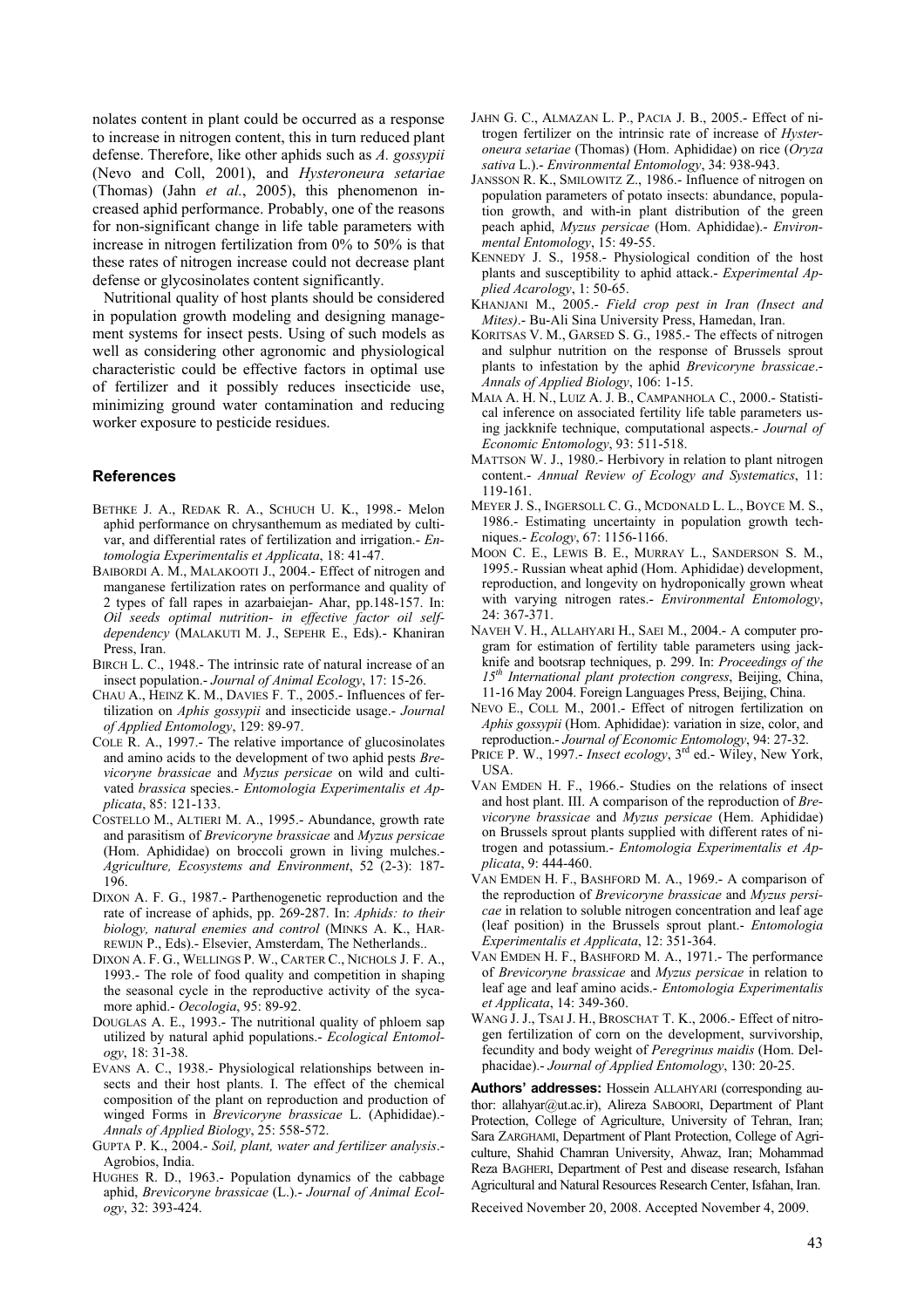nolates content in plant could be occurred as a response to increase in nitrogen content, this in turn reduced plant defense. Therefore, like other aphids such as *A. gossypii* (Nevo and Coll, 2001), and *Hysteroneura setariae* (Thomas) (Jahn *et al.*, 2005), this phenomenon increased aphid performance. Probably, one of the reasons for non-significant change in life table parameters with increase in nitrogen fertilization from 0% to 50% is that these rates of nitrogen increase could not decrease plant defense or glycosinolates content significantly.

Nutritional quality of host plants should be considered in population growth modeling and designing management systems for insect pests. Using of such models as well as considering other agronomic and physiological characteristic could be effective factors in optimal use of fertilizer and it possibly reduces insecticide use, minimizing ground water contamination and reducing worker exposure to pesticide residues.

## References

BETHKE J. A., REDAK R. A., SCHUCH U. K., 1998.- Melon aphid performance on chrysanthemum as mediated by cultivar, and differential rates of fertilization and irrigation.- *Entomologia Experimentalis et Applicata*, 18: 41-47.

BAIBORDI A. M., MALAKOOTI J., 2004.- Effect of nitrogen and manganese fertilization rates on performance and quality of 2 types of fall rapes in azarbaiejan- Ahar, pp.148-157. In: *Oil seeds optimal nutrition- in effective factor oil self-dependency* (MALAKUTI M. J., SEPEHR E., Eds).- Khaniran Press, Iran.

BIRCH L. C., 1948.- The intrinsic rate of natural increase of an insect population.- *Journal of Animal Ecology*, 17: 15-26.

CHAU A., HEINZ K. M., DAVIES F. T., 2005.- Influences of fertilization on *Aphis gossypii* and insecticide usage.- *Journal of Applied Entomology*, 129: 89-97.

COLE R. A., 1997.- The relative importance of glucosinolates and amino acids to the development of two aphid pests *Brevicoryne brassicae* and *Myzus persicae* on wild and cultivated *brassica* species.- *Entomologia Experimentalis et Applicata*, 85: 121-133.

COSTELLO M., ALTIERI M. A., 1995.- Abundance, growth rate and parasitism of *Brevicoryne brassicae* and *Myzus persicae* (Hom. Aphididae) on broccoli grown in living mulches.- *Agriculture, Ecosystems and Environment*, 52 (2-3): 187-196.

DIXON A. F. G., 1987.- Parthenogenetic reproduction and the rate of increase of aphids, pp. 269-287. In: *Aphids: to their biology, natural enemies and control* (MINKS A. K., HARREWIJN P., Eds).- Elsevier, Amsterdam, The Netherlands..

DIXON A. F. G., WELLINGS P. W., CARTER C., NICHOLS J. F. A., 1993.- The role of food quality and competition in shaping the seasonal cycle in the reproductive activity of the sycamore aphid.- *Oecologia*, 95: 89-92.

DOUGLAS A. E., 1993.- The nutritional quality of phloem sap utilized by natural aphid populations.- *Ecological Entomology*, 18: 31-38.

EVANS A. C., 1938.- Physiological relationships between insects and their host plants. I. The effect of the chemical composition of the plant on reproduction and production of winged Forms in *Brevicoryne brassicae* L. (Aphididae).- *Annals of Applied Biology*, 25: 558-572.

GUPTA P. K., 2004.- *Soil, plant, water and fertilizer analysis*.- Agrobios, India.

HUGHES R. D., 1963.- Population dynamics of the cabbage aphid, *Brevicoryne brassicae* (L.).- *Journal of Animal Ecology*, 32: 393-424.

JAHN G. C., ALMAZAN L. P., PACIA J. B., 2005.- Effect of nitrogen fertilizer on the intrinsic rate of increase of *Hysteroneura setariae* (Thomas) (Hom. Aphididae) on rice (*Oryza sativa* L.).- *Environmental Entomology*, 34: 938-943.

JANSSON R. K., SMILOWITZ Z., 1986.- Influence of nitrogen on population parameters of potato insects: abundance, population growth, and with-in plant distribution of the green peach aphid, *Myzus persicae* (Hom. Aphididae).- *Environmental Entomology*, 15: 49-55.

KENNEDY J. S., 1958.- Physiological condition of the host plants and susceptibility to aphid attack.- *Experimental Applied Acarology*, 1: 50-65.

KHANJANI M., 2005.- *Field crop pest in Iran (Insect and Mites)*.- Bu-Ali Sina University Press, Hamedan, Iran.

KORITSAS V. M., GARSED S. G., 1985.- The effects of nitrogen and sulphur nutrition on the response of Brussels sprout plants to infestation by the aphid *Brevicoryne brassicae*.- *Annals of Applied Biology*, 106: 1-15.

MAIA A. H. N., LUIZ A. J. B., CAMPANHOLA C., 2000.- Statistical inference on associated fertility life table parameters using jackknife technique, computational aspects.- *Journal of Economic Entomology*, 93: 511-518.

MATTSON W. J., 1980.- Herbivory in relation to plant nitrogen content.- *Annual Review of Ecology and Systematics*, 11: 119-161.

MEYER J. S., INGERSOLL C. G., MCDONALD L. L., BOYCE M. S., 1986.- Estimating uncertainty in population growth techniques.- *Ecology*, 67: 1156-1166.

MOON C. E., LEWIS B. E., MURRAY L., SANDERSON S. M., 1995.- Russian wheat aphid (Hom. Aphididae) development, reproduction, and longevity on hydroponically grown wheat with varying nitrogen rates.- *Environmental Entomology*, 24: 367-371.

NAVEH V. H., ALLAHYARI H., SAEI M., 2004.- A computer program for estimation of fertility table parameters using jackknife and bootsrap techniques, p. 299. In: *Proceedings of the 15th International plant protection congress*, Beijing, China, 11-16 May 2004. Foreign Languages Press, Beijing, China.

NEVO E., COLL M., 2001.- Effect of nitrogen fertilization on *Aphis gossypii* (Hom. Aphididae): variation in size, color, and reproduction.- *Journal of Economic Entomology*, 94: 27-32.

PRICE P. W., 1997.- *Insect ecology*, 3rd ed.- Wiley, New York, USA.

VAN EMDEN H. F., 1966.- Studies on the relations of insect and host plant. III. A comparison of the reproduction of *Brevicoryne brassicae* and *Myzus persicae* (Hem. Aphididae) on Brussels sprout plants supplied with different rates of nitrogen and potassium.- *Entomologia Experimentalis et Applicata*, 9: 444-460.

VAN EMDEN H. F., BASHFORD M. A., 1969.- A comparison of the reproduction of *Brevicoryne brassicae* and *Myzus persicae* in relation to soluble nitrogen concentration and leaf age (leaf position) in the Brussels sprout plant.- *Entomologia Experimentalis et Applicata*, 12: 351-364.

VAN EMDEN H. F., BASHFORD M. A., 1971.- The performance of *Brevicoryne brassicae* and *Myzus persicae* in relation to leaf age and leaf amino acids.- *Entomologia Experimentalis et Applicata*, 14: 349-360.

WANG J. J., TSAI J. H., BROSCHAT T. K., 2006.- Effect of nitrogen fertilization of corn on the development, survivorship, fecundity and body weight of *Peregrinus maidis* (Hom. Delphacidae).- *Journal of Applied Entomology*, 130: 20-25.

**Authors' addresses:** Hossein ALLAHYARI (corresponding author: allahyar@ut.ac.ir), Alireza SABOORI, Department of Plant Protection, College of Agriculture, University of Tehran, Iran; Sara ZARGHAMI, Department of Plant Protection, College of Agriculture, Shahid Chamran University, Ahwaz, Iran; Mohammad Reza BAGHERI, Department of Pest and disease research, Isfahan Agricultural and Natural Resources Research Center, Isfahan, Iran.

Received November 20, 2008. Accepted November 4, 2009.